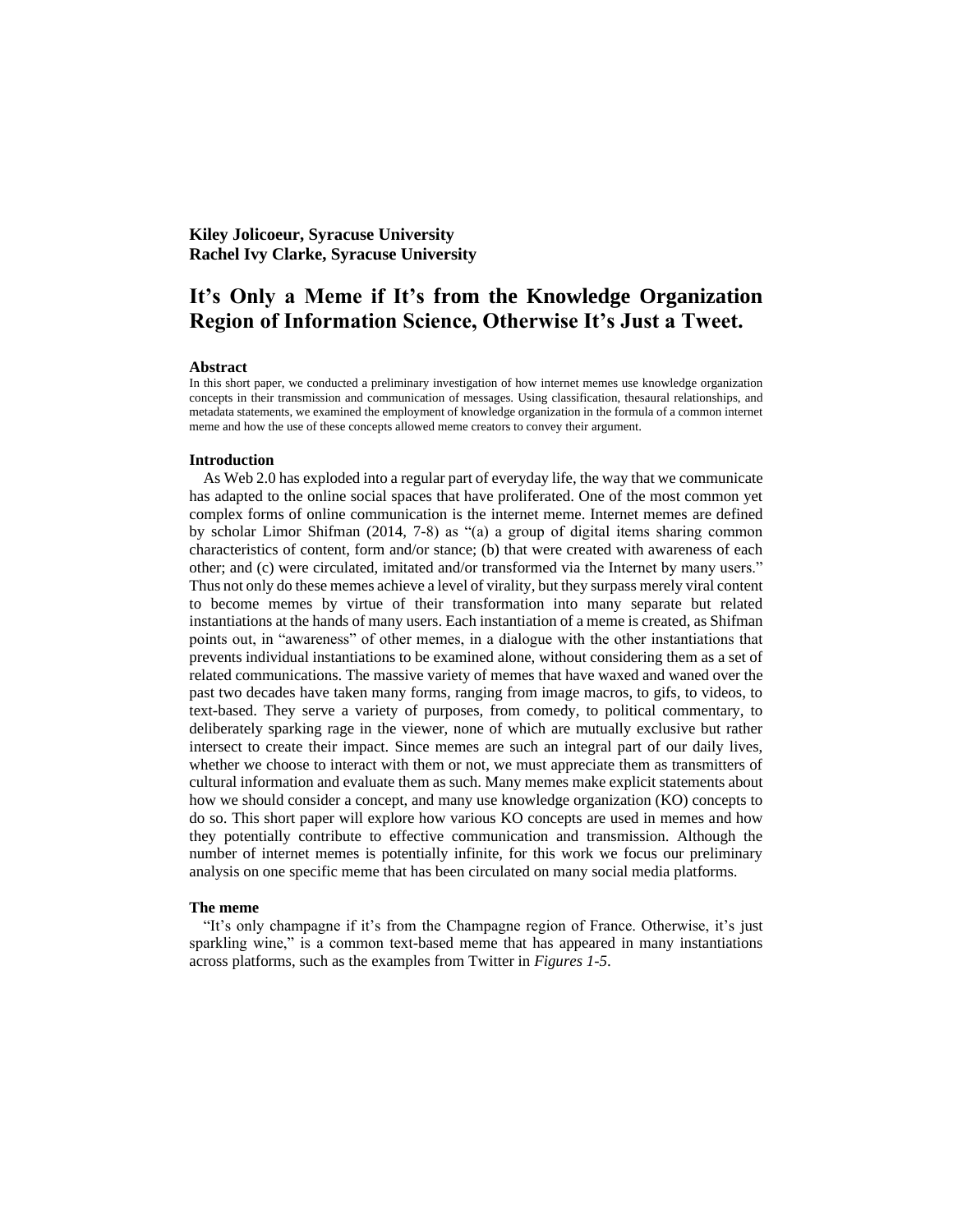**Kiley Jolicoeur, Syracuse University**
**Rachel Ivy Clarke, Syracuse University**

# It's Only a Meme if It's from the Knowledge Organization Region of Information Science, Otherwise It's Just a Tweet.

## Abstract

In this short paper, we conducted a preliminary investigation of how internet memes use knowledge organization concepts in their transmission and communication of messages. Using classification, thesaural relationships, and metadata statements, we examined the employment of knowledge organization in the formula of a common internet meme and how the use of these concepts allowed meme creators to convey their argument.

## Introduction

As Web 2.0 has exploded into a regular part of everyday life, the way that we communicate has adapted to the online social spaces that have proliferated. One of the most common yet complex forms of online communication is the internet meme. Internet memes are defined by scholar Limor Shifman (2014, 7-8) as "(a) a group of digital items sharing common characteristics of content, form and/or stance; (b) that were created with awareness of each other; and (c) were circulated, imitated and/or transformed via the Internet by many users." Thus not only do these memes achieve a level of virality, but they surpass merely viral content to become memes by virtue of their transformation into many separate but related instantiations at the hands of many users. Each instantiation of a meme is created, as Shifman points out, in "awareness" of other memes, in a dialogue with the other instantiations that prevents individual instantiations to be examined alone, without considering them as a set of related communications. The massive variety of memes that have waxed and waned over the past two decades have taken many forms, ranging from image macros, to gifs, to videos, to text-based. They serve a variety of purposes, from comedy, to political commentary, to deliberately sparking rage in the viewer, none of which are mutually exclusive but rather intersect to create their impact. Since memes are such an integral part of our daily lives, whether we choose to interact with them or not, we must appreciate them as transmitters of cultural information and evaluate them as such. Many memes make explicit statements about how we should consider a concept, and many use knowledge organization (KO) concepts to do so. This short paper will explore how various KO concepts are used in memes and how they potentially contribute to effective communication and transmission. Although the number of internet memes is potentially infinite, for this work we focus our preliminary analysis on one specific meme that has been circulated on many social media platforms.

## The meme

"It's only champagne if it's from the Champagne region of France. Otherwise, it's just sparkling wine," is a common text-based meme that has appeared in many instantiations across platforms, such as the examples from Twitter in *Figures 1-5*.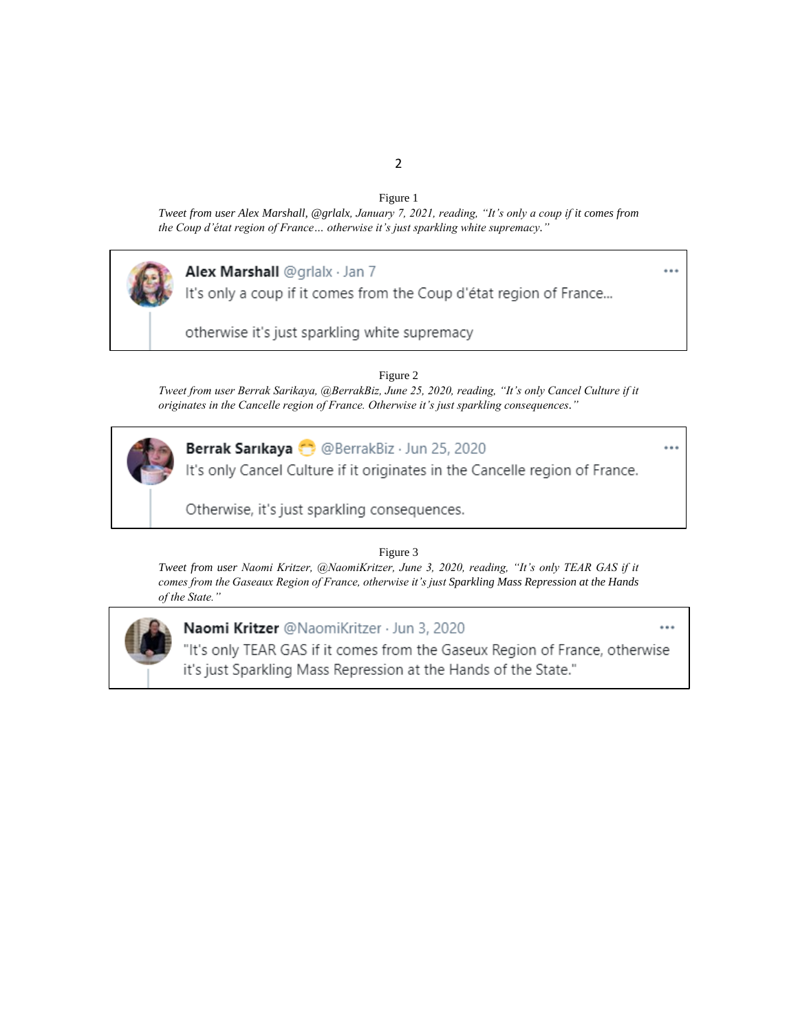Figure 1

*Tweet from user Alex Marshall, @grlalx, January 7, 2021, reading, "It's only a coup if it comes from the Coup d'état region of France… otherwise it's just sparkling white supremacy."*

> **Alex Marshall** @grlalx · Jan 7
>
> It's only a coup if it comes from the Coup d'état region of France...
>
> otherwise it's just sparkling white supremacy

Figure 2

*Tweet from user Berrak Sarikaya, @BerrakBiz, June 25, 2020, reading, "It's only Cancel Culture if it originates in the Cancelle region of France. Otherwise it's just sparkling consequences."*

> **Berrak Sarıkaya** @BerrakBiz · Jun 25, 2020
>
> It's only Cancel Culture if it originates in the Cancelle region of France.
>
> Otherwise, it's just sparkling consequences.

Figure 3

*Tweet from user Naomi Kritzer, @NaomiKritzer, June 3, 2020, reading, "It's only TEAR GAS if it comes from the Gaseaux Region of France, otherwise it's just Sparkling Mass Repression at the Hands of the State."*

> **Naomi Kritzer** @NaomiKritzer · Jun 3, 2020
>
> "It's only TEAR GAS if it comes from the Gaseux Region of France, otherwise it's just Sparkling Mass Repression at the Hands of the State."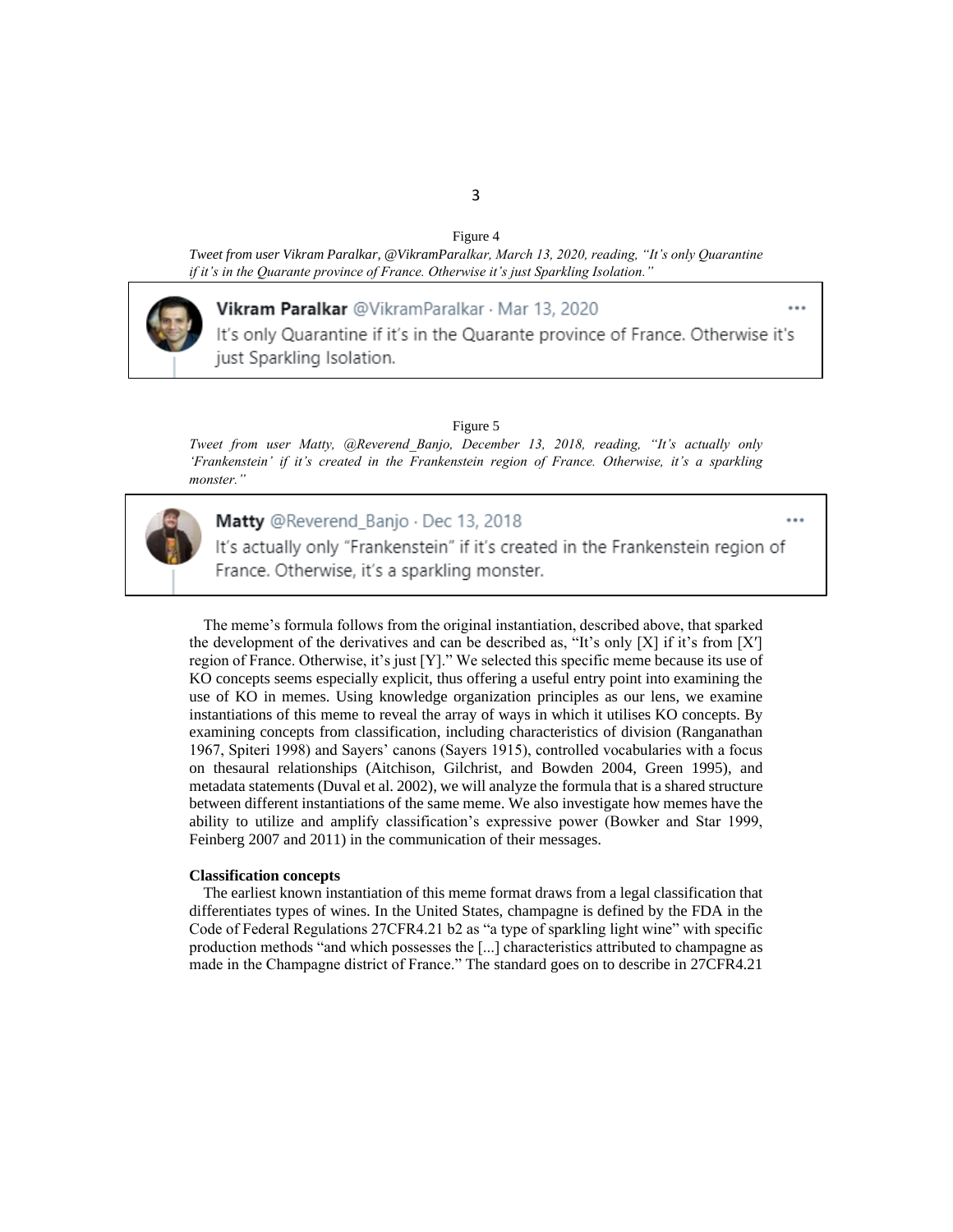Figure 4

*Tweet from user Vikram Paralkar, @VikramParalkar, March 13, 2020, reading, "It's only Quarantine if it's in the Quarante province of France. Otherwise it's just Sparkling Isolation."*

> **Vikram Paralkar** @VikramParalkar · Mar 13, 2020
> It's only Quarantine if it's in the Quarante province of France. Otherwise it's just Sparkling Isolation.

Figure 5

*Tweet from user Matty, @Reverend_Banjo, December 13, 2018, reading, "It's actually only 'Frankenstein' if it's created in the Frankenstein region of France. Otherwise, it's a sparkling monster."*

> **Matty** @Reverend_Banjo · Dec 13, 2018
> It's actually only "Frankenstein" if it's created in the Frankenstein region of France. Otherwise, it's a sparkling monster.

The meme's formula follows from the original instantiation, described above, that sparked the development of the derivatives and can be described as, "It's only [X] if it's from [X′] region of France. Otherwise, it's just [Y]." We selected this specific meme because its use of KO concepts seems especially explicit, thus offering a useful entry point into examining the use of KO in memes. Using knowledge organization principles as our lens, we examine instantiations of this meme to reveal the array of ways in which it utilises KO concepts. By examining concepts from classification, including characteristics of division (Ranganathan 1967, Spiteri 1998) and Sayers' canons (Sayers 1915), controlled vocabularies with a focus on thesaural relationships (Aitchison, Gilchrist, and Bowden 2004, Green 1995), and metadata statements (Duval et al. 2002), we will analyze the formula that is a shared structure between different instantiations of the same meme. We also investigate how memes have the ability to utilize and amplify classification's expressive power (Bowker and Star 1999, Feinberg 2007 and 2011) in the communication of their messages.

**Classification concepts**

The earliest known instantiation of this meme format draws from a legal classification that differentiates types of wines. In the United States, champagne is defined by the FDA in the Code of Federal Regulations 27CFR4.21 b2 as "a type of sparkling light wine" with specific production methods "and which possesses the [...] characteristics attributed to champagne as made in the Champagne district of France." The standard goes on to describe in 27CFR4.21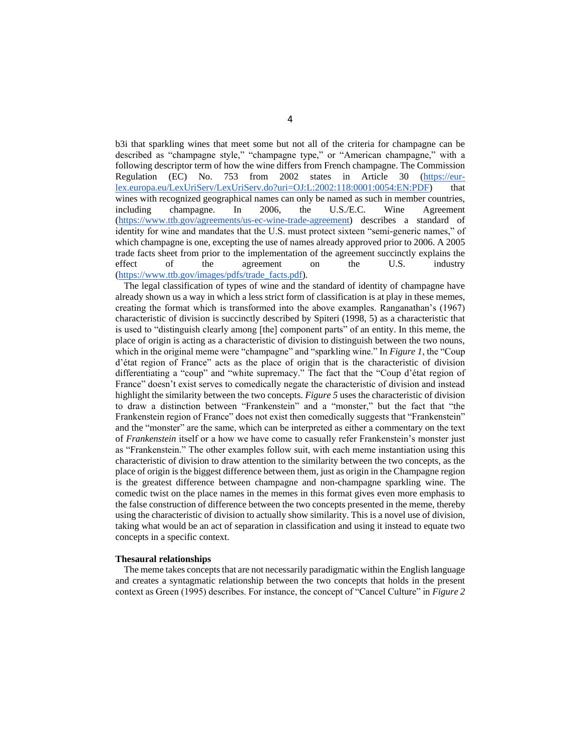b3i that sparkling wines that meet some but not all of the criteria for champagne can be described as "champagne style," "champagne type," or "American champagne," with a following descriptor term of how the wine differs from French champagne. The Commission Regulation (EC) No. 753 from 2002 states in Article 30 (https://eur-lex.europa.eu/LexUriServ/LexUriServ.do?uri=OJ:L:2002:118:0001:0054:EN:PDF) that wines with recognized geographical names can only be named as such in member countries, including champagne. In 2006, the U.S./E.C. Wine Agreement (https://www.ttb.gov/agreements/us-ec-wine-trade-agreement) describes a standard of identity for wine and mandates that the U.S. must protect sixteen "semi-generic names," of which champagne is one, excepting the use of names already approved prior to 2006. A 2005 trade facts sheet from prior to the implementation of the agreement succinctly explains the effect of the agreement on the U.S. industry (https://www.ttb.gov/images/pdfs/trade_facts.pdf).

The legal classification of types of wine and the standard of identity of champagne have already shown us a way in which a less strict form of classification is at play in these memes, creating the format which is transformed into the above examples. Ranganathan's (1967) characteristic of division is succinctly described by Spiteri (1998, 5) as a characteristic that is used to "distinguish clearly among [the] component parts" of an entity. In this meme, the place of origin is acting as a characteristic of division to distinguish between the two nouns, which in the original meme were "champagne" and "sparkling wine." In *Figure 1*, the "Coup d'état region of France" acts as the place of origin that is the characteristic of division differentiating a "coup" and "white supremacy." The fact that the "Coup d'état region of France" doesn't exist serves to comedically negate the characteristic of division and instead highlight the similarity between the two concepts. *Figure 5* uses the characteristic of division to draw a distinction between "Frankenstein" and a "monster," but the fact that "the Frankenstein region of France" does not exist then comedically suggests that "Frankenstein" and the "monster" are the same, which can be interpreted as either a commentary on the text of *Frankenstein* itself or a how we have come to casually refer Frankenstein's monster just as "Frankenstein." The other examples follow suit, with each meme instantiation using this characteristic of division to draw attention to the similarity between the two concepts, as the place of origin is the biggest difference between them, just as origin in the Champagne region is the greatest difference between champagne and non-champagne sparkling wine. The comedic twist on the place names in the memes in this format gives even more emphasis to the false construction of difference between the two concepts presented in the meme, thereby using the characteristic of division to actually show similarity. This is a novel use of division, taking what would be an act of separation in classification and using it instead to equate two concepts in a specific context.

### Thesaural relationships

The meme takes concepts that are not necessarily paradigmatic within the English language and creates a syntagmatic relationship between the two concepts that holds in the present context as Green (1995) describes. For instance, the concept of "Cancel Culture" in *Figure 2*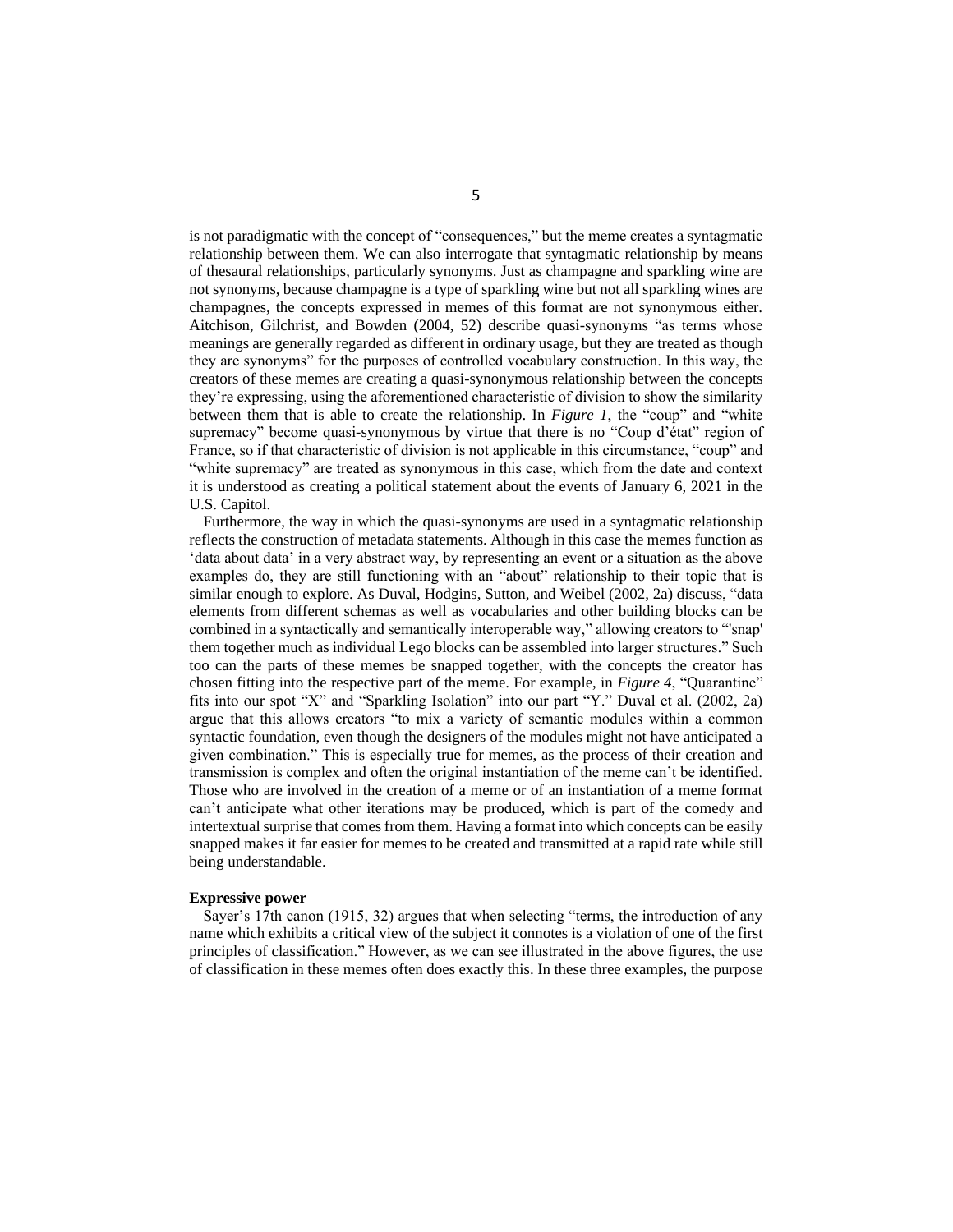is not paradigmatic with the concept of "consequences," but the meme creates a syntagmatic relationship between them. We can also interrogate that syntagmatic relationship by means of thesaural relationships, particularly synonyms. Just as champagne and sparkling wine are not synonyms, because champagne is a type of sparkling wine but not all sparkling wines are champagnes, the concepts expressed in memes of this format are not synonymous either. Aitchison, Gilchrist, and Bowden (2004, 52) describe quasi-synonyms "as terms whose meanings are generally regarded as different in ordinary usage, but they are treated as though they are synonyms" for the purposes of controlled vocabulary construction. In this way, the creators of these memes are creating a quasi-synonymous relationship between the concepts they're expressing, using the aforementioned characteristic of division to show the similarity between them that is able to create the relationship. In *Figure 1*, the "coup" and "white supremacy" become quasi-synonymous by virtue that there is no "Coup d'état" region of France, so if that characteristic of division is not applicable in this circumstance, "coup" and "white supremacy" are treated as synonymous in this case, which from the date and context it is understood as creating a political statement about the events of January 6, 2021 in the U.S. Capitol.

Furthermore, the way in which the quasi-synonyms are used in a syntagmatic relationship reflects the construction of metadata statements. Although in this case the memes function as 'data about data' in a very abstract way, by representing an event or a situation as the above examples do, they are still functioning with an "about" relationship to their topic that is similar enough to explore. As Duval, Hodgins, Sutton, and Weibel (2002, 2a) discuss, "data elements from different schemas as well as vocabularies and other building blocks can be combined in a syntactically and semantically interoperable way," allowing creators to "'snap' them together much as individual Lego blocks can be assembled into larger structures." Such too can the parts of these memes be snapped together, with the concepts the creator has chosen fitting into the respective part of the meme. For example, in *Figure 4*, "Quarantine" fits into our spot "X" and "Sparkling Isolation" into our part "Y." Duval et al. (2002, 2a) argue that this allows creators "to mix a variety of semantic modules within a common syntactic foundation, even though the designers of the modules might not have anticipated a given combination." This is especially true for memes, as the process of their creation and transmission is complex and often the original instantiation of the meme can't be identified. Those who are involved in the creation of a meme or of an instantiation of a meme format can't anticipate what other iterations may be produced, which is part of the comedy and intertextual surprise that comes from them. Having a format into which concepts can be easily snapped makes it far easier for memes to be created and transmitted at a rapid rate while still being understandable.

**Expressive power**

Sayer's 17th canon (1915, 32) argues that when selecting "terms, the introduction of any name which exhibits a critical view of the subject it connotes is a violation of one of the first principles of classification." However, as we can see illustrated in the above figures, the use of classification in these memes often does exactly this. In these three examples, the purpose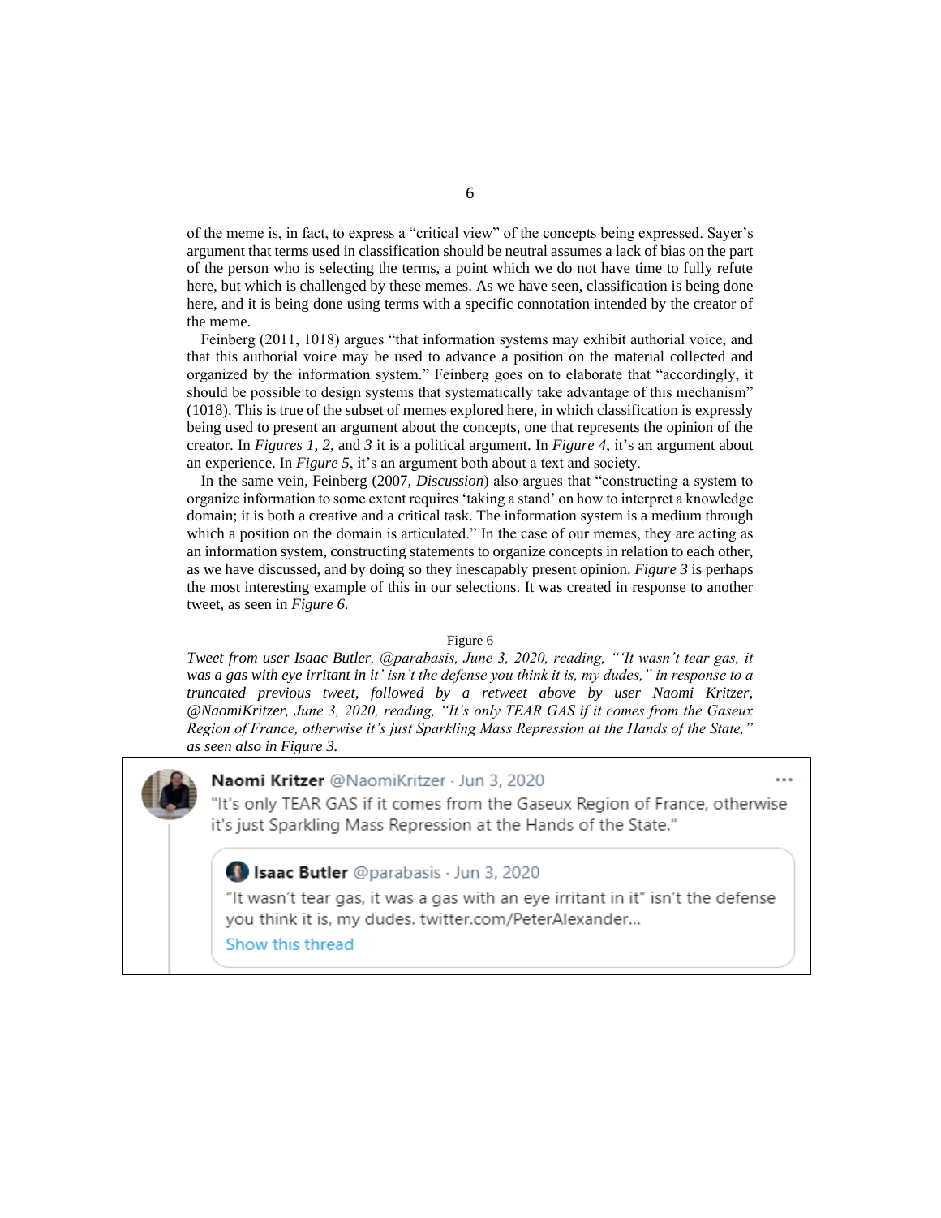of the meme is, in fact, to express a "critical view" of the concepts being expressed. Sayer's argument that terms used in classification should be neutral assumes a lack of bias on the part of the person who is selecting the terms, a point which we do not have time to fully refute here, but which is challenged by these memes. As we have seen, classification is being done here, and it is being done using terms with a specific connotation intended by the creator of the meme.

Feinberg (2011, 1018) argues "that information systems may exhibit authorial voice, and that this authorial voice may be used to advance a position on the material collected and organized by the information system." Feinberg goes on to elaborate that "accordingly, it should be possible to design systems that systematically take advantage of this mechanism" (1018). This is true of the subset of memes explored here, in which classification is expressly being used to present an argument about the concepts, one that represents the opinion of the creator. In *Figures 1*, *2*, and *3* it is a political argument. In *Figure 4*, it's an argument about an experience. In *Figure 5*, it's an argument both about a text and society.

In the same vein, Feinberg (2007, *Discussion*) also argues that "constructing a system to organize information to some extent requires 'taking a stand' on how to interpret a knowledge domain; it is both a creative and a critical task. The information system is a medium through which a position on the domain is articulated." In the case of our memes, they are acting as an information system, constructing statements to organize concepts in relation to each other, as we have discussed, and by doing so they inescapably present opinion. *Figure 3* is perhaps the most interesting example of this in our selections. It was created in response to another tweet, as seen in *Figure 6.*

Figure 6

*Tweet from user Isaac Butler, @parabasis, June 3, 2020, reading, "'It wasn't tear gas, it was a gas with eye irritant in it' isn't the defense you think it is, my dudes," in response to a truncated previous tweet, followed by a retweet above by user Naomi Kritzer, @NaomiKritzer, June 3, 2020, reading, "It's only TEAR GAS if it comes from the Gaseux Region of France, otherwise it's just Sparkling Mass Repression at the Hands of the State," as seen also in Figure 3.*

Naomi Kritzer @NaomiKritzer · Jun 3, 2020

"It's only TEAR GAS if it comes from the Gaseux Region of France, otherwise it's just Sparkling Mass Repression at the Hands of the State."

> Isaac Butler @parabasis · Jun 3, 2020
>
> "It wasn't tear gas, it was a gas with an eye irritant in it" isn't the defense you think it is, my dudes. twitter.com/PeterAlexander...
>
> Show this thread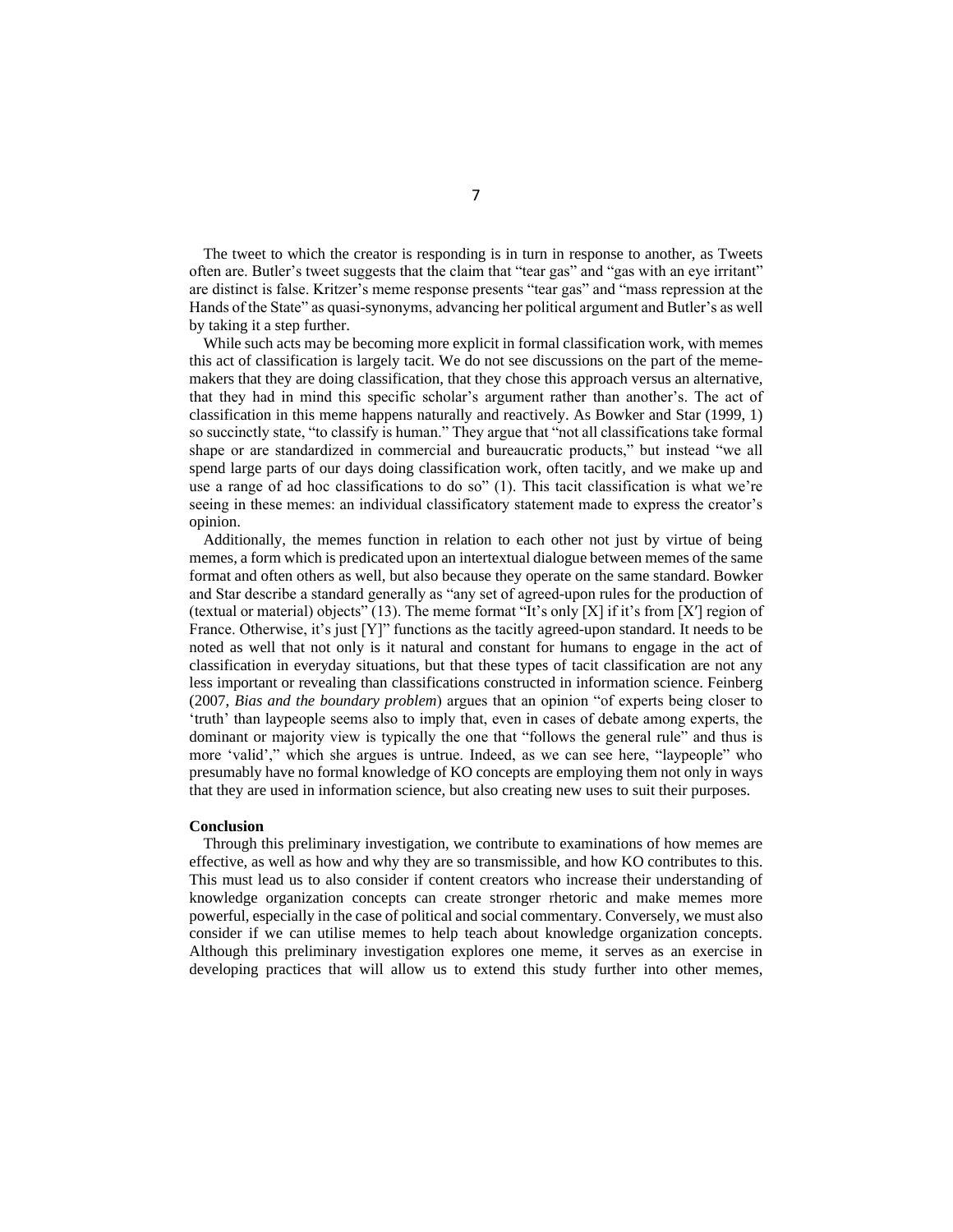The tweet to which the creator is responding is in turn in response to another, as Tweets often are. Butler's tweet suggests that the claim that "tear gas" and "gas with an eye irritant" are distinct is false. Kritzer's meme response presents "tear gas" and "mass repression at the Hands of the State" as quasi-synonyms, advancing her political argument and Butler's as well by taking it a step further.

While such acts may be becoming more explicit in formal classification work, with memes this act of classification is largely tacit. We do not see discussions on the part of the meme-makers that they are doing classification, that they chose this approach versus an alternative, that they had in mind this specific scholar's argument rather than another's. The act of classification in this meme happens naturally and reactively. As Bowker and Star (1999, 1) so succinctly state, "to classify is human." They argue that "not all classifications take formal shape or are standardized in commercial and bureaucratic products," but instead "we all spend large parts of our days doing classification work, often tacitly, and we make up and use a range of ad hoc classifications to do so" (1). This tacit classification is what we're seeing in these memes: an individual classificatory statement made to express the creator's opinion.

Additionally, the memes function in relation to each other not just by virtue of being memes, a form which is predicated upon an intertextual dialogue between memes of the same format and often others as well, but also because they operate on the same standard. Bowker and Star describe a standard generally as "any set of agreed-upon rules for the production of (textual or material) objects" (13). The meme format "It's only [X] if it's from [X′] region of France. Otherwise, it's just [Y]" functions as the tacitly agreed-upon standard. It needs to be noted as well that not only is it natural and constant for humans to engage in the act of classification in everyday situations, but that these types of tacit classification are not any less important or revealing than classifications constructed in information science. Feinberg (2007, *Bias and the boundary problem*) argues that an opinion "of experts being closer to 'truth' than laypeople seems also to imply that, even in cases of debate among experts, the dominant or majority view is typically the one that "follows the general rule" and thus is more 'valid'," which she argues is untrue. Indeed, as we can see here, "laypeople" who presumably have no formal knowledge of KO concepts are employing them not only in ways that they are used in information science, but also creating new uses to suit their purposes.

**Conclusion**

Through this preliminary investigation, we contribute to examinations of how memes are effective, as well as how and why they are so transmissible, and how KO contributes to this. This must lead us to also consider if content creators who increase their understanding of knowledge organization concepts can create stronger rhetoric and make memes more powerful, especially in the case of political and social commentary. Conversely, we must also consider if we can utilise memes to help teach about knowledge organization concepts. Although this preliminary investigation explores one meme, it serves as an exercise in developing practices that will allow us to extend this study further into other memes,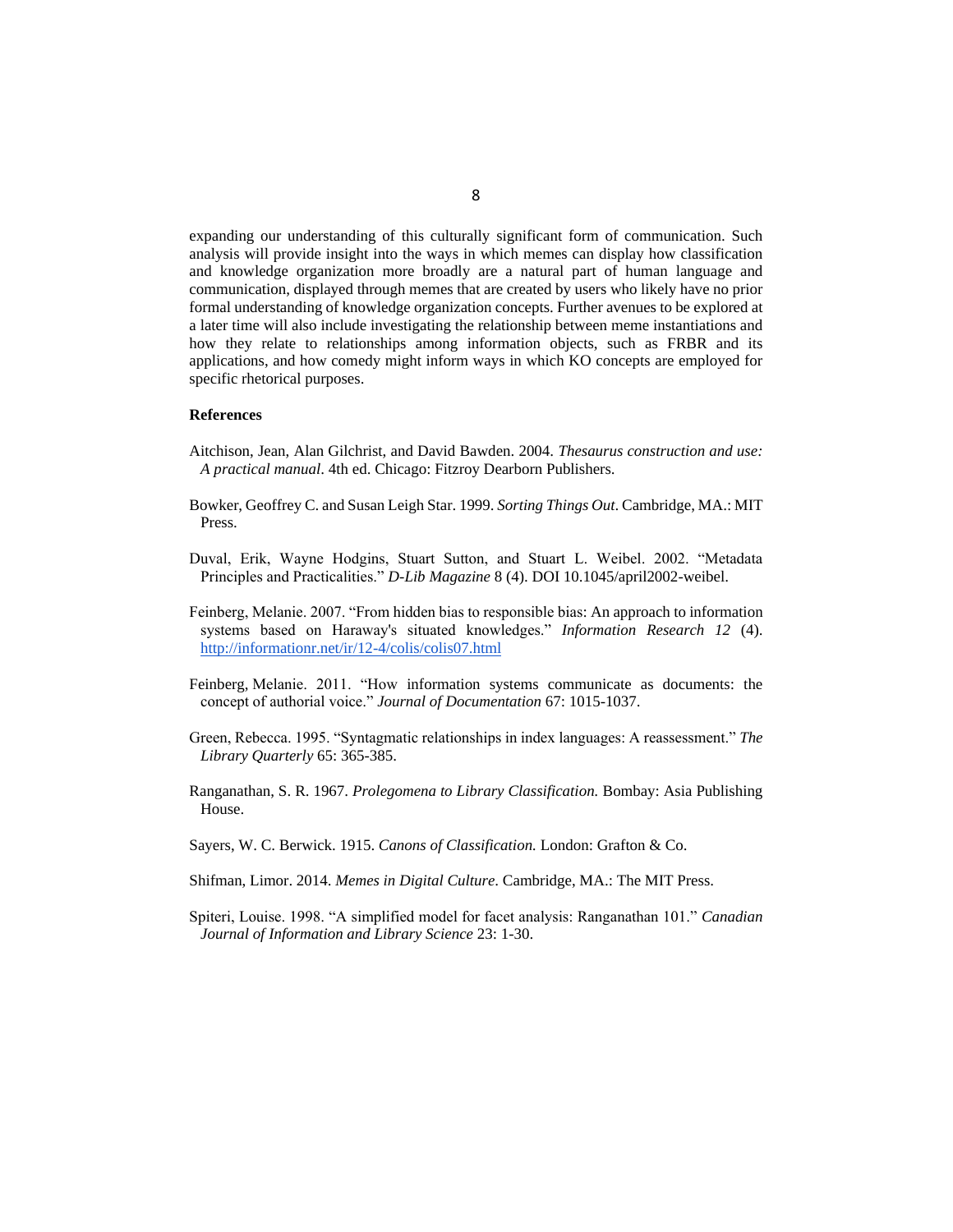expanding our understanding of this culturally significant form of communication. Such analysis will provide insight into the ways in which memes can display how classification and knowledge organization more broadly are a natural part of human language and communication, displayed through memes that are created by users who likely have no prior formal understanding of knowledge organization concepts. Further avenues to be explored at a later time will also include investigating the relationship between meme instantiations and how they relate to relationships among information objects, such as FRBR and its applications, and how comedy might inform ways in which KO concepts are employed for specific rhetorical purposes.

**References**

Aitchison, Jean, Alan Gilchrist, and David Bawden. 2004. *Thesaurus construction and use: A practical manual*. 4th ed. Chicago: Fitzroy Dearborn Publishers.

Bowker, Geoffrey C. and Susan Leigh Star. 1999. *Sorting Things Out*. Cambridge, MA.: MIT Press.

Duval, Erik, Wayne Hodgins, Stuart Sutton, and Stuart L. Weibel. 2002. "Metadata Principles and Practicalities." *D-Lib Magazine* 8 (4). DOI 10.1045/april2002-weibel.

Feinberg, Melanie. 2007. "From hidden bias to responsible bias: An approach to information systems based on Haraway's situated knowledges." *Information Research 12* (4). http://informationr.net/ir/12-4/colis/colis07.html

Feinberg, Melanie. 2011. "How information systems communicate as documents: the concept of authorial voice." *Journal of Documentation* 67: 1015-1037.

Green, Rebecca. 1995. "Syntagmatic relationships in index languages: A reassessment." *The Library Quarterly* 65: 365-385.

Ranganathan, S. R. 1967. *Prolegomena to Library Classification.* Bombay: Asia Publishing House.

Sayers, W. C. Berwick. 1915. *Canons of Classification.* London: Grafton & Co.

Shifman, Limor. 2014. *Memes in Digital Culture*. Cambridge, MA.: The MIT Press.

Spiteri, Louise. 1998. "A simplified model for facet analysis: Ranganathan 101." *Canadian Journal of Information and Library Science* 23: 1-30.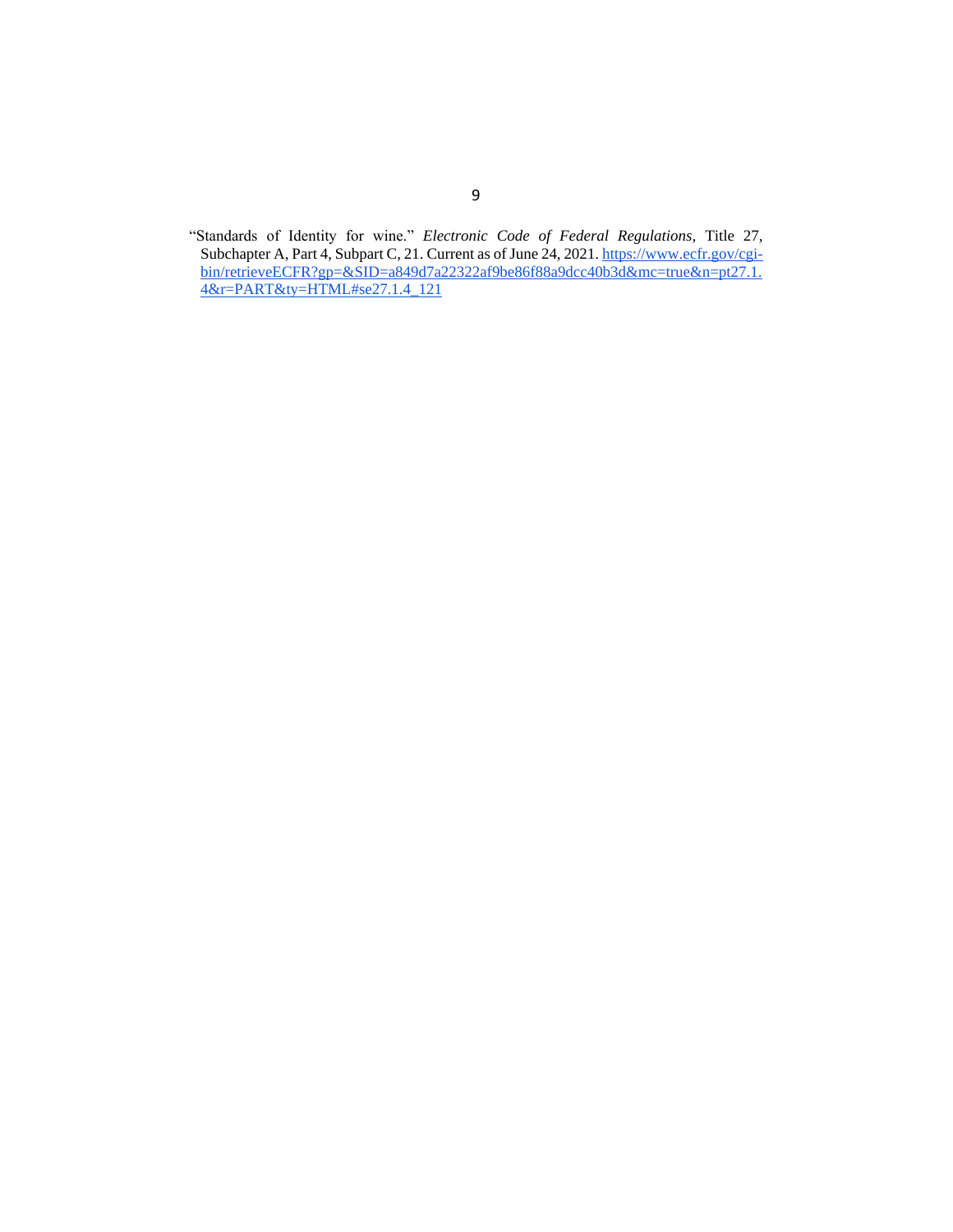“Standards of Identity for wine.” *Electronic Code of Federal Regulations*, Title 27, Subchapter A, Part 4, Subpart C, 21. Current as of June 24, 2021. https://www.ecfr.gov/cgi-bin/retrieveECFR?gp=&SID=a849d7a22322af9be86f88a9dcc40b3d&mc=true&n=pt27.1.4&r=PART&ty=HTML#se27.1.4_121